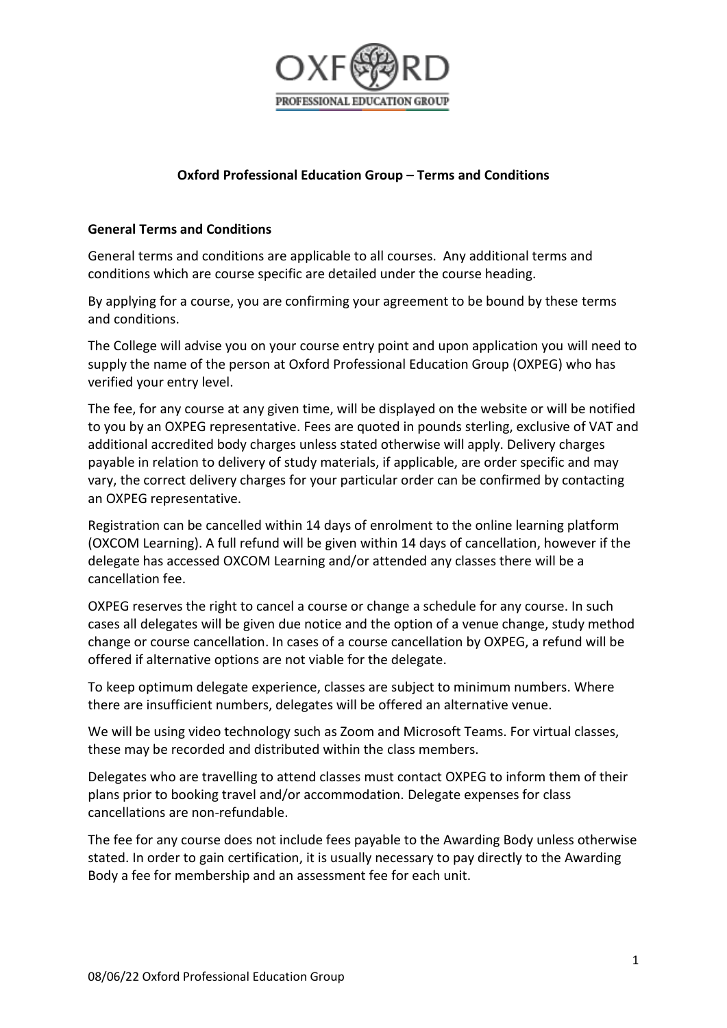# Oxford Professional Education Group – Terms and Conditions

## General Terms and Conditions

General terms and conditions are applicable to all courses. Any additional terms and conditions which are course specific are detailed under the course heading.

By applying for a course, you are confirming your agreement to be bound by these terms and conditions.

The College will advise you on your course entry point and upon application you will need to supply the name of the person at Oxford Professional Education Group (OXPEG) who has verified your entry level.

The fee, for any course at any given time, will be displayed on the website or will be notified to you by an OXPEG representative. Fees are quoted in pounds sterling, exclusive of VAT and additional accredited body charges unless stated otherwise will apply. Delivery charges payable in relation to delivery of study materials, if applicable, are order specific and may vary, the correct delivery charges for your particular order can be confirmed by contacting an OXPEG representative.

Registration can be cancelled within 14 days of enrolment to the online learning platform (OXCOM Learning). A full refund will be given within 14 days of cancellation, however if the delegate has accessed OXCOM Learning and/or attended any classes there will be a cancellation fee.

OXPEG reserves the right to cancel a course or change a schedule for any course. In such cases all delegates will be given due notice and the option of a venue change, study method change or course cancellation. In cases of a course cancellation by OXPEG, a refund will be offered if alternative options are not viable for the delegate.

To keep optimum delegate experience, classes are subject to minimum numbers. Where there are insufficient numbers, delegates will be offered an alternative venue.

We will be using video technology such as Zoom and Microsoft Teams. For virtual classes, these may be recorded and distributed within the class members.

Delegates who are travelling to attend classes must contact OXPEG to inform them of their plans prior to booking travel and/or accommodation. Delegate expenses for class cancellations are non-refundable.

The fee for any course does not include fees payable to the Awarding Body unless otherwise stated. In order to gain certification, it is usually necessary to pay directly to the Awarding Body a fee for membership and an assessment fee for each unit.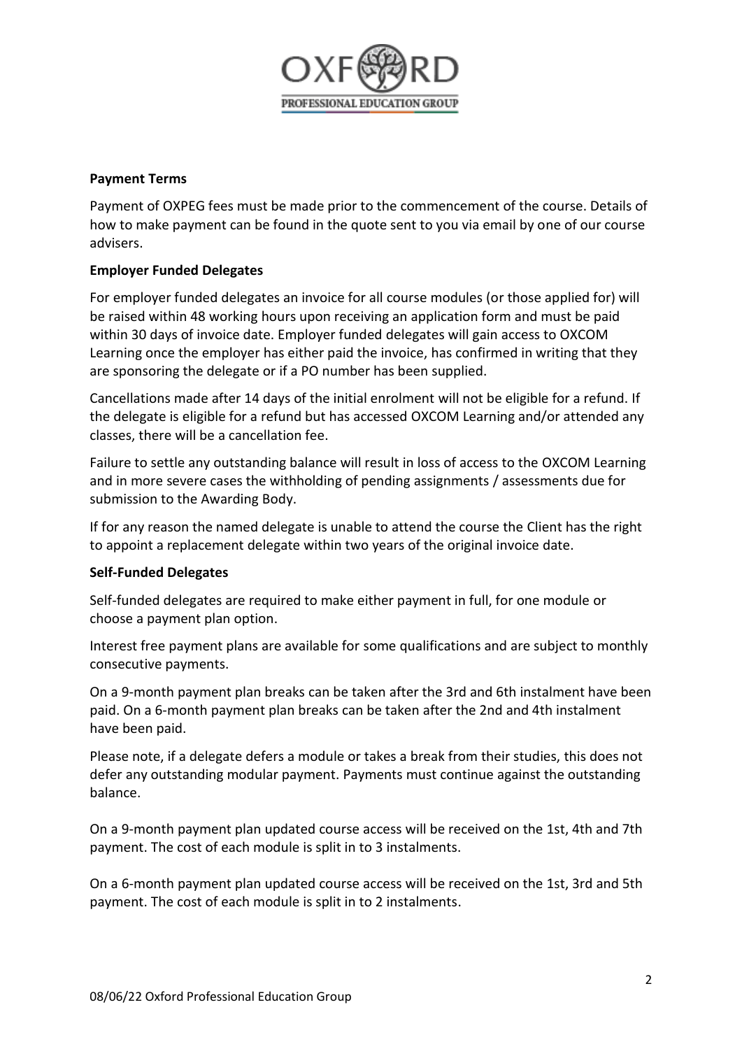**Payment Terms**

Payment of OXPEG fees must be made prior to the commencement of the course. Details of how to make payment can be found in the quote sent to you via email by one of our course advisers.

**Employer Funded Delegates**

For employer funded delegates an invoice for all course modules (or those applied for) will be raised within 48 working hours upon receiving an application form and must be paid within 30 days of invoice date. Employer funded delegates will gain access to OXCOM Learning once the employer has either paid the invoice, has confirmed in writing that they are sponsoring the delegate or if a PO number has been supplied.

Cancellations made after 14 days of the initial enrolment will not be eligible for a refund. If the delegate is eligible for a refund but has accessed OXCOM Learning and/or attended any classes, there will be a cancellation fee.

Failure to settle any outstanding balance will result in loss of access to the OXCOM Learning and in more severe cases the withholding of pending assignments / assessments due for submission to the Awarding Body.

If for any reason the named delegate is unable to attend the course the Client has the right to appoint a replacement delegate within two years of the original invoice date.

**Self-Funded Delegates**

Self-funded delegates are required to make either payment in full, for one module or choose a payment plan option.

Interest free payment plans are available for some qualifications and are subject to monthly consecutive payments.

On a 9-month payment plan breaks can be taken after the 3rd and 6th instalment have been paid. On a 6-month payment plan breaks can be taken after the 2nd and 4th instalment have been paid.

Please note, if a delegate defers a module or takes a break from their studies, this does not defer any outstanding modular payment. Payments must continue against the outstanding balance.

On a 9-month payment plan updated course access will be received on the 1st, 4th and 7th payment. The cost of each module is split in to 3 instalments.

On a 6-month payment plan updated course access will be received on the 1st, 3rd and 5th payment. The cost of each module is split in to 2 instalments.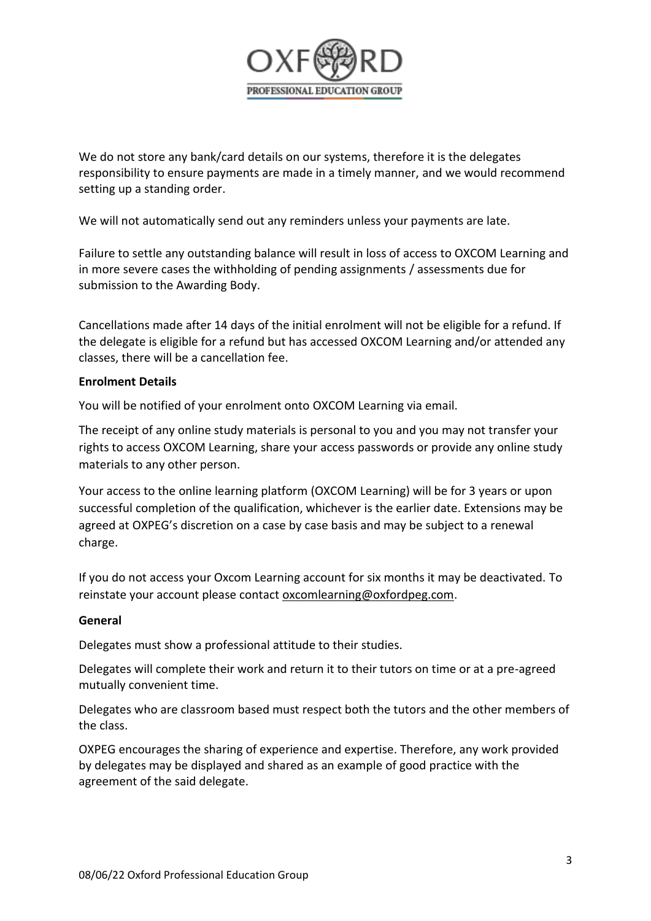We do not store any bank/card details on our systems, therefore it is the delegates responsibility to ensure payments are made in a timely manner, and we would recommend setting up a standing order.

We will not automatically send out any reminders unless your payments are late.

Failure to settle any outstanding balance will result in loss of access to OXCOM Learning and in more severe cases the withholding of pending assignments / assessments due for submission to the Awarding Body.

Cancellations made after 14 days of the initial enrolment will not be eligible for a refund. If the delegate is eligible for a refund but has accessed OXCOM Learning and/or attended any classes, there will be a cancellation fee.

**Enrolment Details**

You will be notified of your enrolment onto OXCOM Learning via email.

The receipt of any online study materials is personal to you and you may not transfer your rights to access OXCOM Learning, share your access passwords or provide any online study materials to any other person.

Your access to the online learning platform (OXCOM Learning) will be for 3 years or upon successful completion of the qualification, whichever is the earlier date. Extensions may be agreed at OXPEG's discretion on a case by case basis and may be subject to a renewal charge.

If you do not access your Oxcom Learning account for six months it may be deactivated. To reinstate your account please contact oxcomlearning@oxfordpeg.com.

**General**

Delegates must show a professional attitude to their studies.

Delegates will complete their work and return it to their tutors on time or at a pre-agreed mutually convenient time.

Delegates who are classroom based must respect both the tutors and the other members of the class.

OXPEG encourages the sharing of experience and expertise. Therefore, any work provided by delegates may be displayed and shared as an example of good practice with the agreement of the said delegate.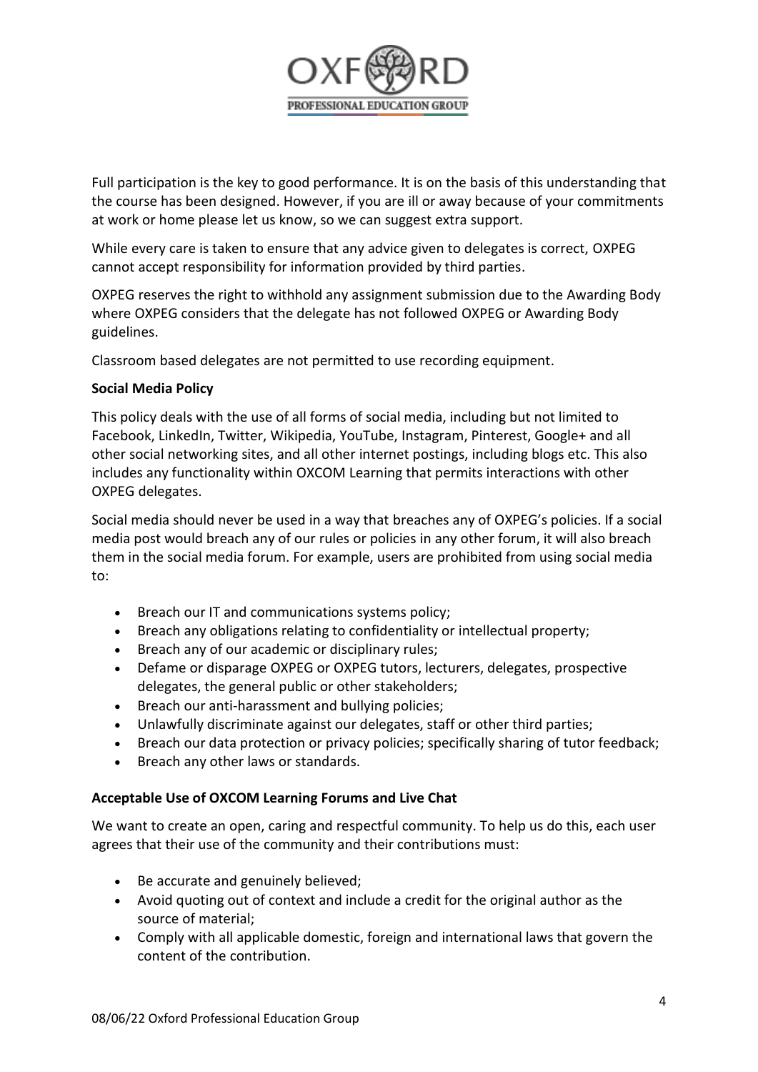Full participation is the key to good performance. It is on the basis of this understanding that the course has been designed. However, if you are ill or away because of your commitments at work or home please let us know, so we can suggest extra support.

While every care is taken to ensure that any advice given to delegates is correct, OXPEG cannot accept responsibility for information provided by third parties.

OXPEG reserves the right to withhold any assignment submission due to the Awarding Body where OXPEG considers that the delegate has not followed OXPEG or Awarding Body guidelines.

Classroom based delegates are not permitted to use recording equipment.

**Social Media Policy**

This policy deals with the use of all forms of social media, including but not limited to Facebook, LinkedIn, Twitter, Wikipedia, YouTube, Instagram, Pinterest, Google+ and all other social networking sites, and all other internet postings, including blogs etc. This also includes any functionality within OXCOM Learning that permits interactions with other OXPEG delegates.

Social media should never be used in a way that breaches any of OXPEG's policies. If a social media post would breach any of our rules or policies in any other forum, it will also breach them in the social media forum. For example, users are prohibited from using social media to:

- Breach our IT and communications systems policy;
- Breach any obligations relating to confidentiality or intellectual property;
- Breach any of our academic or disciplinary rules;
- Defame or disparage OXPEG or OXPEG tutors, lecturers, delegates, prospective delegates, the general public or other stakeholders;
- Breach our anti-harassment and bullying policies;
- Unlawfully discriminate against our delegates, staff or other third parties;
- Breach our data protection or privacy policies; specifically sharing of tutor feedback;
- Breach any other laws or standards.

**Acceptable Use of OXCOM Learning Forums and Live Chat**

We want to create an open, caring and respectful community. To help us do this, each user agrees that their use of the community and their contributions must:

- Be accurate and genuinely believed;
- Avoid quoting out of context and include a credit for the original author as the source of material;
- Comply with all applicable domestic, foreign and international laws that govern the content of the contribution.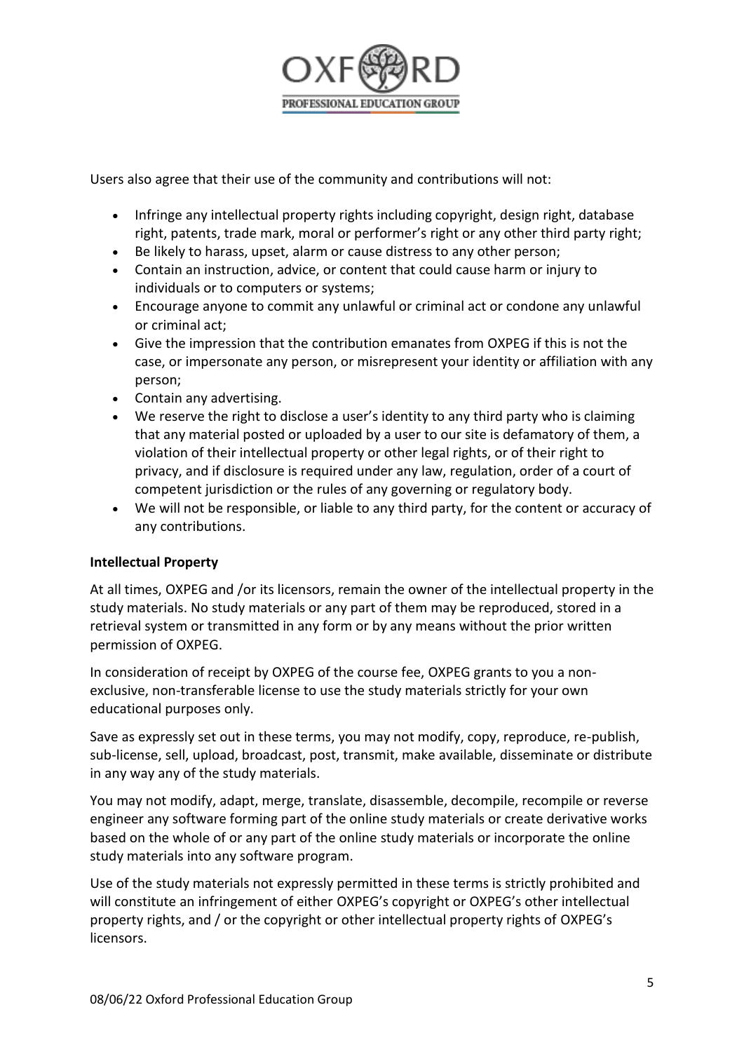Users also agree that their use of the community and contributions will not:

- Infringe any intellectual property rights including copyright, design right, database right, patents, trade mark, moral or performer's right or any other third party right;
- Be likely to harass, upset, alarm or cause distress to any other person;
- Contain an instruction, advice, or content that could cause harm or injury to individuals or to computers or systems;
- Encourage anyone to commit any unlawful or criminal act or condone any unlawful or criminal act;
- Give the impression that the contribution emanates from OXPEG if this is not the case, or impersonate any person, or misrepresent your identity or affiliation with any person;
- Contain any advertising.
- We reserve the right to disclose a user's identity to any third party who is claiming that any material posted or uploaded by a user to our site is defamatory of them, a violation of their intellectual property or other legal rights, or of their right to privacy, and if disclosure is required under any law, regulation, order of a court of competent jurisdiction or the rules of any governing or regulatory body.
- We will not be responsible, or liable to any third party, for the content or accuracy of any contributions.

**Intellectual Property**

At all times, OXPEG and /or its licensors, remain the owner of the intellectual property in the study materials. No study materials or any part of them may be reproduced, stored in a retrieval system or transmitted in any form or by any means without the prior written permission of OXPEG.

In consideration of receipt by OXPEG of the course fee, OXPEG grants to you a non-exclusive, non-transferable license to use the study materials strictly for your own educational purposes only.

Save as expressly set out in these terms, you may not modify, copy, reproduce, re-publish, sub-license, sell, upload, broadcast, post, transmit, make available, disseminate or distribute in any way any of the study materials.

You may not modify, adapt, merge, translate, disassemble, decompile, recompile or reverse engineer any software forming part of the online study materials or create derivative works based on the whole of or any part of the online study materials or incorporate the online study materials into any software program.

Use of the study materials not expressly permitted in these terms is strictly prohibited and will constitute an infringement of either OXPEG's copyright or OXPEG's other intellectual property rights, and / or the copyright or other intellectual property rights of OXPEG's licensors.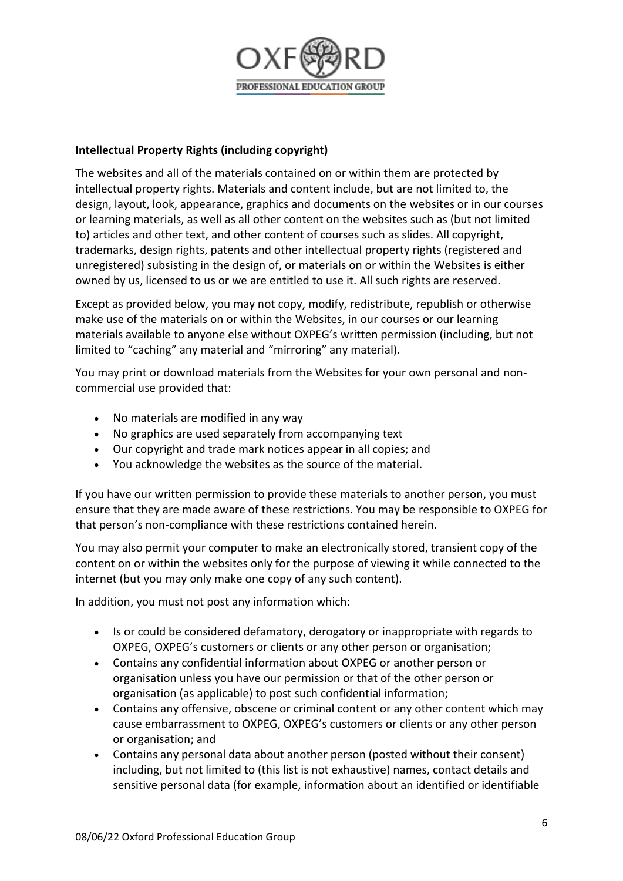**Intellectual Property Rights (including copyright)**

The websites and all of the materials contained on or within them are protected by intellectual property rights. Materials and content include, but are not limited to, the design, layout, look, appearance, graphics and documents on the websites or in our courses or learning materials, as well as all other content on the websites such as (but not limited to) articles and other text, and other content of courses such as slides. All copyright, trademarks, design rights, patents and other intellectual property rights (registered and unregistered) subsisting in the design of, or materials on or within the Websites is either owned by us, licensed to us or we are entitled to use it. All such rights are reserved.

Except as provided below, you may not copy, modify, redistribute, republish or otherwise make use of the materials on or within the Websites, in our courses or our learning materials available to anyone else without OXPEG's written permission (including, but not limited to "caching" any material and "mirroring" any material).

You may print or download materials from the Websites for your own personal and non-commercial use provided that:

- No materials are modified in any way
- No graphics are used separately from accompanying text
- Our copyright and trade mark notices appear in all copies; and
- You acknowledge the websites as the source of the material.

If you have our written permission to provide these materials to another person, you must ensure that they are made aware of these restrictions. You may be responsible to OXPEG for that person's non-compliance with these restrictions contained herein.

You may also permit your computer to make an electronically stored, transient copy of the content on or within the websites only for the purpose of viewing it while connected to the internet (but you may only make one copy of any such content).

In addition, you must not post any information which:

- Is or could be considered defamatory, derogatory or inappropriate with regards to OXPEG, OXPEG's customers or clients or any other person or organisation;
- Contains any confidential information about OXPEG or another person or organisation unless you have our permission or that of the other person or organisation (as applicable) to post such confidential information;
- Contains any offensive, obscene or criminal content or any other content which may cause embarrassment to OXPEG, OXPEG's customers or clients or any other person or organisation; and
- Contains any personal data about another person (posted without their consent) including, but not limited to (this list is not exhaustive) names, contact details and sensitive personal data (for example, information about an identified or identifiable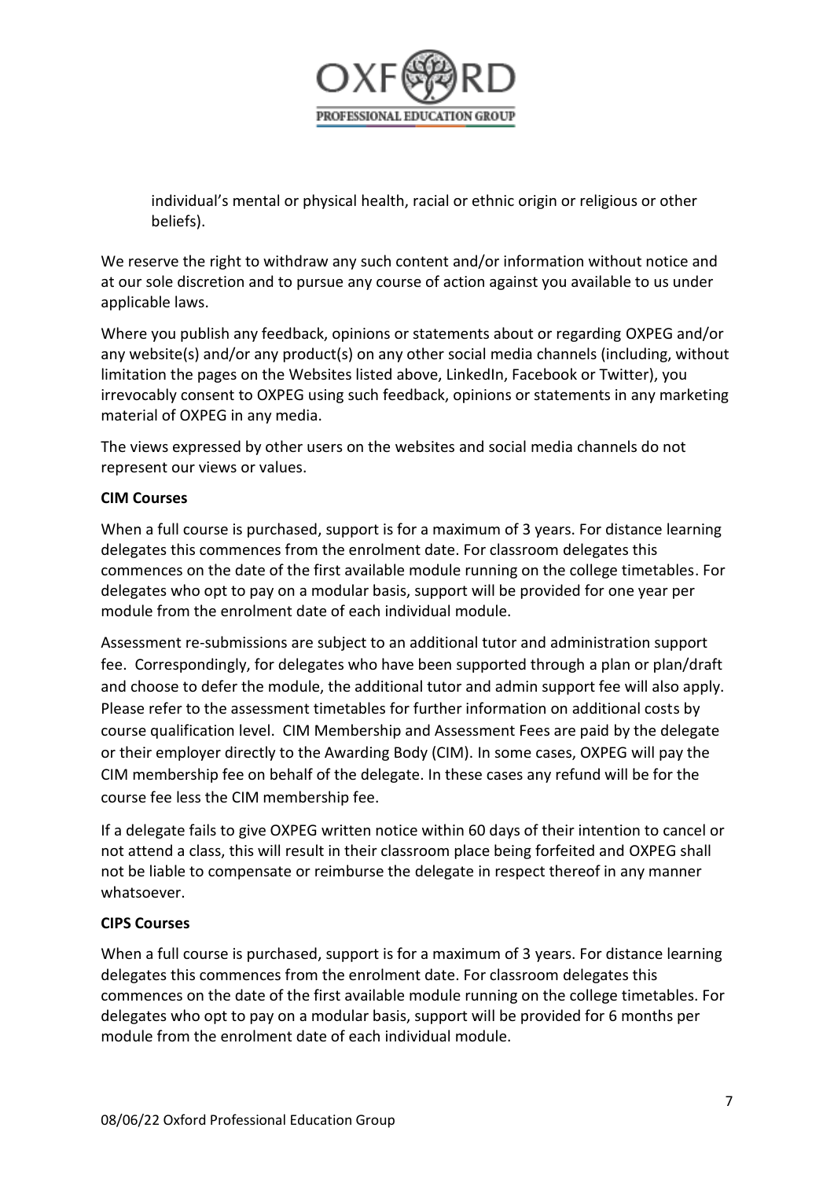individual's mental or physical health, racial or ethnic origin or religious or other beliefs).

We reserve the right to withdraw any such content and/or information without notice and at our sole discretion and to pursue any course of action against you available to us under applicable laws.

Where you publish any feedback, opinions or statements about or regarding OXPEG and/or any website(s) and/or any product(s) on any other social media channels (including, without limitation the pages on the Websites listed above, LinkedIn, Facebook or Twitter), you irrevocably consent to OXPEG using such feedback, opinions or statements in any marketing material of OXPEG in any media.

The views expressed by other users on the websites and social media channels do not represent our views or values.

**CIM Courses**

When a full course is purchased, support is for a maximum of 3 years. For distance learning delegates this commences from the enrolment date. For classroom delegates this commences on the date of the first available module running on the college timetables. For delegates who opt to pay on a modular basis, support will be provided for one year per module from the enrolment date of each individual module.

Assessment re-submissions are subject to an additional tutor and administration support fee. Correspondingly, for delegates who have been supported through a plan or plan/draft and choose to defer the module, the additional tutor and admin support fee will also apply. Please refer to the assessment timetables for further information on additional costs by course qualification level. CIM Membership and Assessment Fees are paid by the delegate or their employer directly to the Awarding Body (CIM). In some cases, OXPEG will pay the CIM membership fee on behalf of the delegate. In these cases any refund will be for the course fee less the CIM membership fee.

If a delegate fails to give OXPEG written notice within 60 days of their intention to cancel or not attend a class, this will result in their classroom place being forfeited and OXPEG shall not be liable to compensate or reimburse the delegate in respect thereof in any manner whatsoever.

**CIPS Courses**

When a full course is purchased, support is for a maximum of 3 years. For distance learning delegates this commences from the enrolment date. For classroom delegates this commences on the date of the first available module running on the college timetables. For delegates who opt to pay on a modular basis, support will be provided for 6 months per module from the enrolment date of each individual module.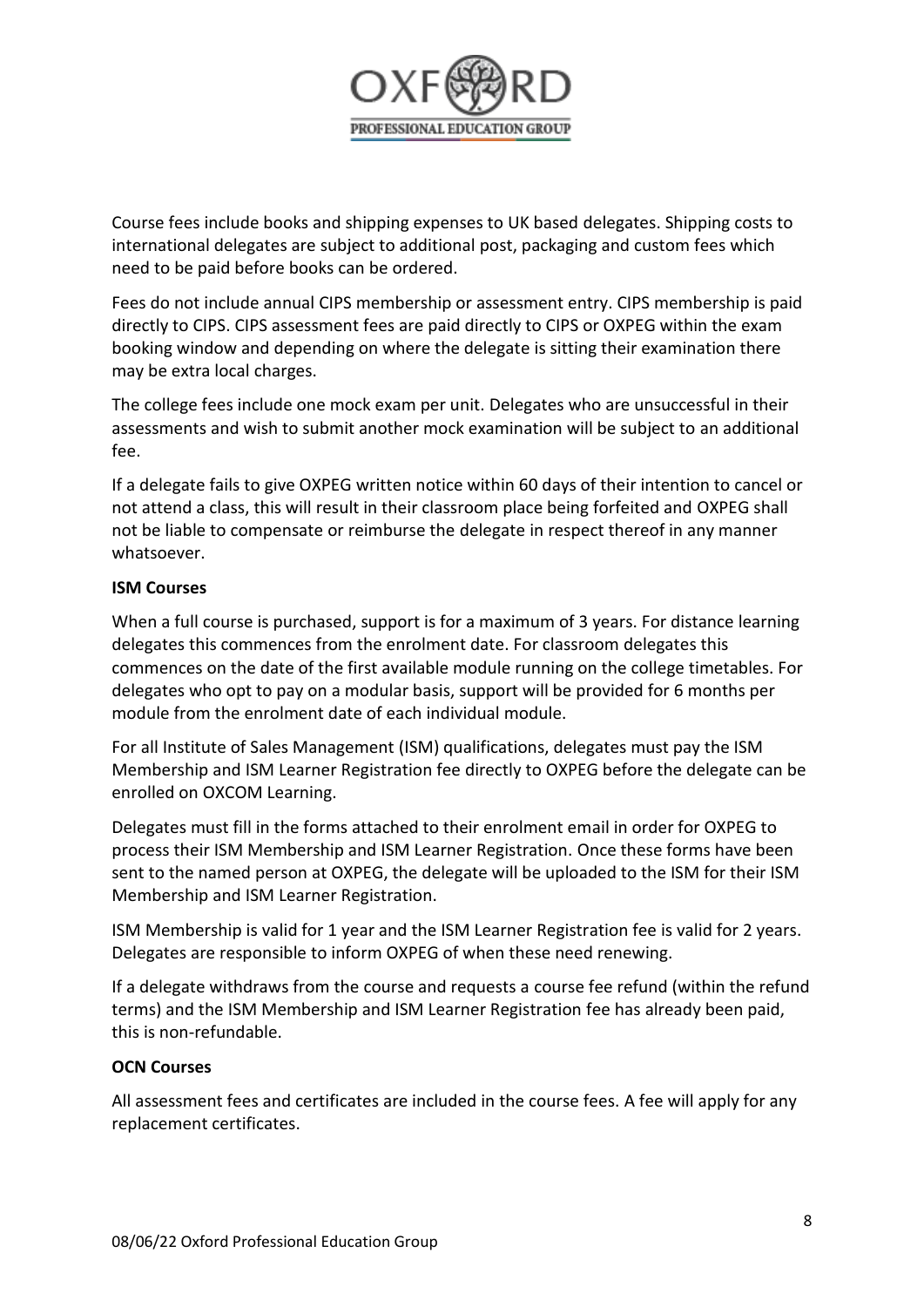Course fees include books and shipping expenses to UK based delegates. Shipping costs to international delegates are subject to additional post, packaging and custom fees which need to be paid before books can be ordered.

Fees do not include annual CIPS membership or assessment entry. CIPS membership is paid directly to CIPS. CIPS assessment fees are paid directly to CIPS or OXPEG within the exam booking window and depending on where the delegate is sitting their examination there may be extra local charges.

The college fees include one mock exam per unit. Delegates who are unsuccessful in their assessments and wish to submit another mock examination will be subject to an additional fee.

If a delegate fails to give OXPEG written notice within 60 days of their intention to cancel or not attend a class, this will result in their classroom place being forfeited and OXPEG shall not be liable to compensate or reimburse the delegate in respect thereof in any manner whatsoever.

**ISM Courses**

When a full course is purchased, support is for a maximum of 3 years. For distance learning delegates this commences from the enrolment date. For classroom delegates this commences on the date of the first available module running on the college timetables. For delegates who opt to pay on a modular basis, support will be provided for 6 months per module from the enrolment date of each individual module.

For all Institute of Sales Management (ISM) qualifications, delegates must pay the ISM Membership and ISM Learner Registration fee directly to OXPEG before the delegate can be enrolled on OXCOM Learning.

Delegates must fill in the forms attached to their enrolment email in order for OXPEG to process their ISM Membership and ISM Learner Registration. Once these forms have been sent to the named person at OXPEG, the delegate will be uploaded to the ISM for their ISM Membership and ISM Learner Registration.

ISM Membership is valid for 1 year and the ISM Learner Registration fee is valid for 2 years. Delegates are responsible to inform OXPEG of when these need renewing.

If a delegate withdraws from the course and requests a course fee refund (within the refund terms) and the ISM Membership and ISM Learner Registration fee has already been paid, this is non-refundable.

**OCN Courses**

All assessment fees and certificates are included in the course fees. A fee will apply for any replacement certificates.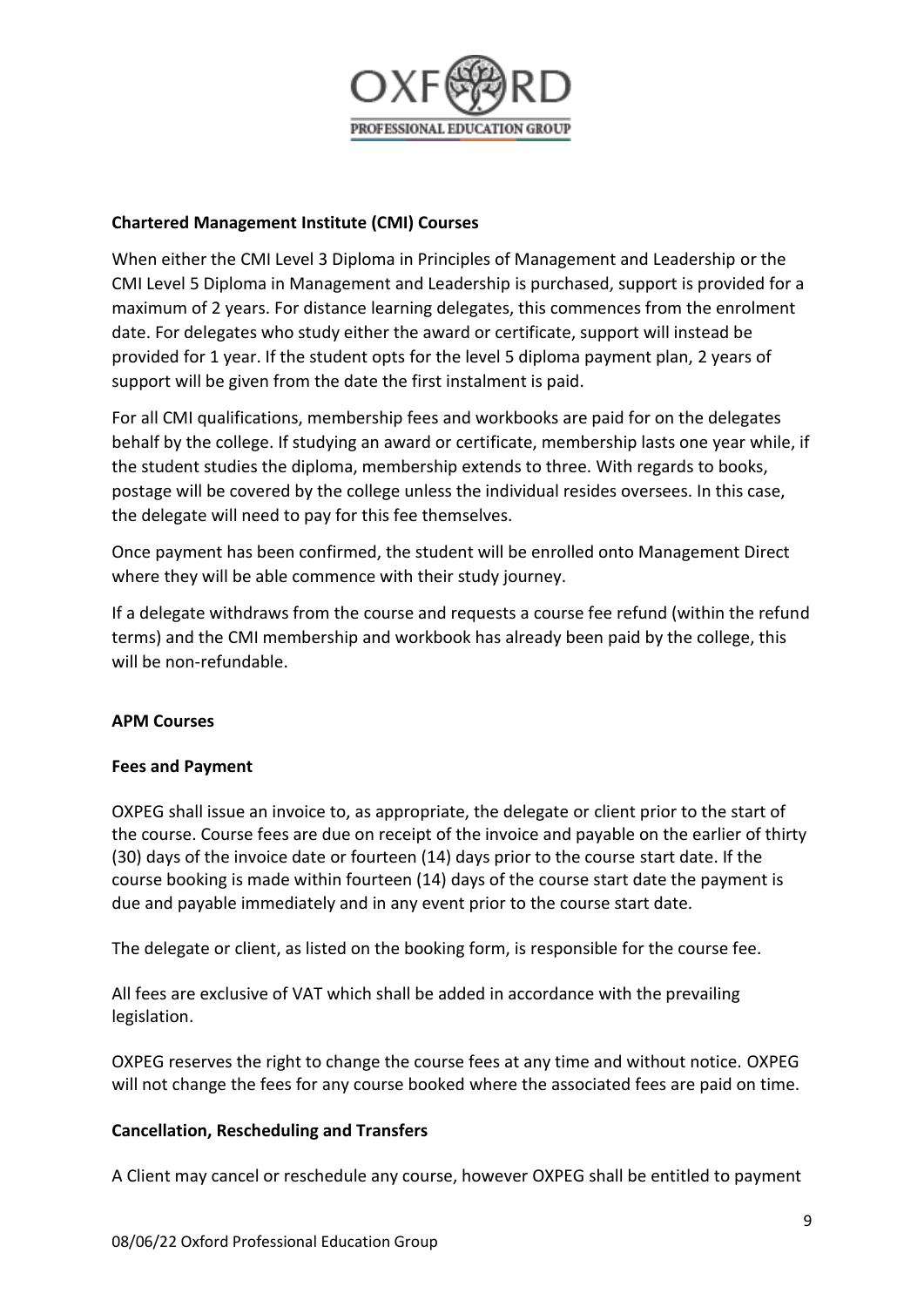**Chartered Management Institute (CMI) Courses**

When either the CMI Level 3 Diploma in Principles of Management and Leadership or the CMI Level 5 Diploma in Management and Leadership is purchased, support is provided for a maximum of 2 years. For distance learning delegates, this commences from the enrolment date. For delegates who study either the award or certificate, support will instead be provided for 1 year. If the student opts for the level 5 diploma payment plan, 2 years of support will be given from the date the first instalment is paid.

For all CMI qualifications, membership fees and workbooks are paid for on the delegates behalf by the college. If studying an award or certificate, membership lasts one year while, if the student studies the diploma, membership extends to three. With regards to books, postage will be covered by the college unless the individual resides oversees. In this case, the delegate will need to pay for this fee themselves.

Once payment has been confirmed, the student will be enrolled onto Management Direct where they will be able commence with their study journey.

If a delegate withdraws from the course and requests a course fee refund (within the refund terms) and the CMI membership and workbook has already been paid by the college, this will be non-refundable.

**APM Courses**

**Fees and Payment**

OXPEG shall issue an invoice to, as appropriate, the delegate or client prior to the start of the course. Course fees are due on receipt of the invoice and payable on the earlier of thirty (30) days of the invoice date or fourteen (14) days prior to the course start date. If the course booking is made within fourteen (14) days of the course start date the payment is due and payable immediately and in any event prior to the course start date.

The delegate or client, as listed on the booking form, is responsible for the course fee.

All fees are exclusive of VAT which shall be added in accordance with the prevailing legislation.

OXPEG reserves the right to change the course fees at any time and without notice. OXPEG will not change the fees for any course booked where the associated fees are paid on time.

**Cancellation, Rescheduling and Transfers**

A Client may cancel or reschedule any course, however OXPEG shall be entitled to payment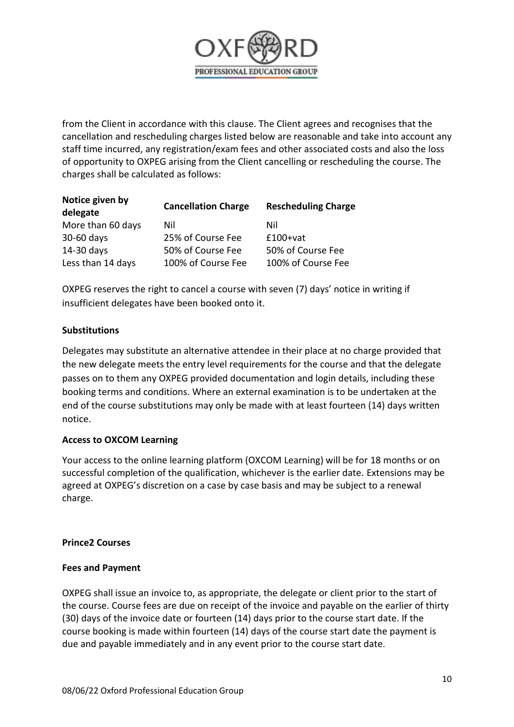from the Client in accordance with this clause. The Client agrees and recognises that the cancellation and rescheduling charges listed below are reasonable and take into account any staff time incurred, any registration/exam fees and other associated costs and also the loss of opportunity to OXPEG arising from the Client cancelling or rescheduling the course. The charges shall be calculated as follows:

| Notice given by delegate | Cancellation Charge | Rescheduling Charge |
|---|---|---|
| More than 60 days | Nil | Nil |
| 30-60 days | 25% of Course Fee | £100+vat |
| 14-30 days | 50% of Course Fee | 50% of Course Fee |
| Less than 14 days | 100% of Course Fee | 100% of Course Fee |

OXPEG reserves the right to cancel a course with seven (7) days' notice in writing if insufficient delegates have been booked onto it.

**Substitutions**

Delegates may substitute an alternative attendee in their place at no charge provided that the new delegate meets the entry level requirements for the course and that the delegate passes on to them any OXPEG provided documentation and login details, including these booking terms and conditions. Where an external examination is to be undertaken at the end of the course substitutions may only be made with at least fourteen (14) days written notice.

**Access to OXCOM Learning**

Your access to the online learning platform (OXCOM Learning) will be for 18 months or on successful completion of the qualification, whichever is the earlier date. Extensions may be agreed at OXPEG's discretion on a case by case basis and may be subject to a renewal charge.

**Prince2 Courses**

**Fees and Payment**

OXPEG shall issue an invoice to, as appropriate, the delegate or client prior to the start of the course. Course fees are due on receipt of the invoice and payable on the earlier of thirty (30) days of the invoice date or fourteen (14) days prior to the course start date. If the course booking is made within fourteen (14) days of the course start date the payment is due and payable immediately and in any event prior to the course start date.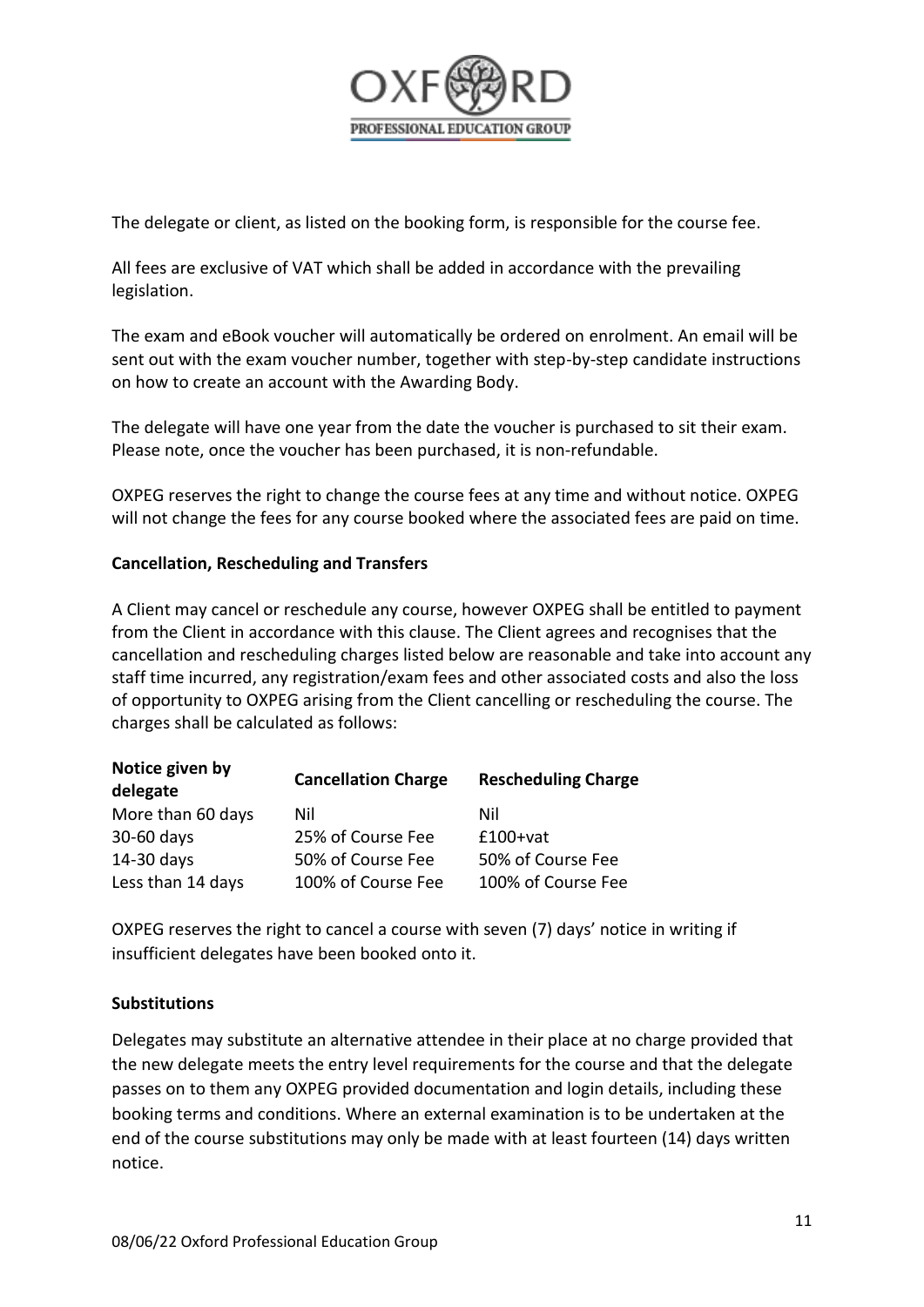The delegate or client, as listed on the booking form, is responsible for the course fee.

All fees are exclusive of VAT which shall be added in accordance with the prevailing legislation.

The exam and eBook voucher will automatically be ordered on enrolment. An email will be sent out with the exam voucher number, together with step-by-step candidate instructions on how to create an account with the Awarding Body.

The delegate will have one year from the date the voucher is purchased to sit their exam. Please note, once the voucher has been purchased, it is non-refundable.

OXPEG reserves the right to change the course fees at any time and without notice. OXPEG will not change the fees for any course booked where the associated fees are paid on time.

**Cancellation, Rescheduling and Transfers**

A Client may cancel or reschedule any course, however OXPEG shall be entitled to payment from the Client in accordance with this clause. The Client agrees and recognises that the cancellation and rescheduling charges listed below are reasonable and take into account any staff time incurred, any registration/exam fees and other associated costs and also the loss of opportunity to OXPEG arising from the Client cancelling or rescheduling the course. The charges shall be calculated as follows:

| Notice given by delegate | Cancellation Charge | Rescheduling Charge |
|---|---|---|
| More than 60 days | Nil | Nil |
| 30-60 days | 25% of Course Fee | £100+vat |
| 14-30 days | 50% of Course Fee | 50% of Course Fee |
| Less than 14 days | 100% of Course Fee | 100% of Course Fee |

OXPEG reserves the right to cancel a course with seven (7) days' notice in writing if insufficient delegates have been booked onto it.

**Substitutions**

Delegates may substitute an alternative attendee in their place at no charge provided that the new delegate meets the entry level requirements for the course and that the delegate passes on to them any OXPEG provided documentation and login details, including these booking terms and conditions. Where an external examination is to be undertaken at the end of the course substitutions may only be made with at least fourteen (14) days written notice.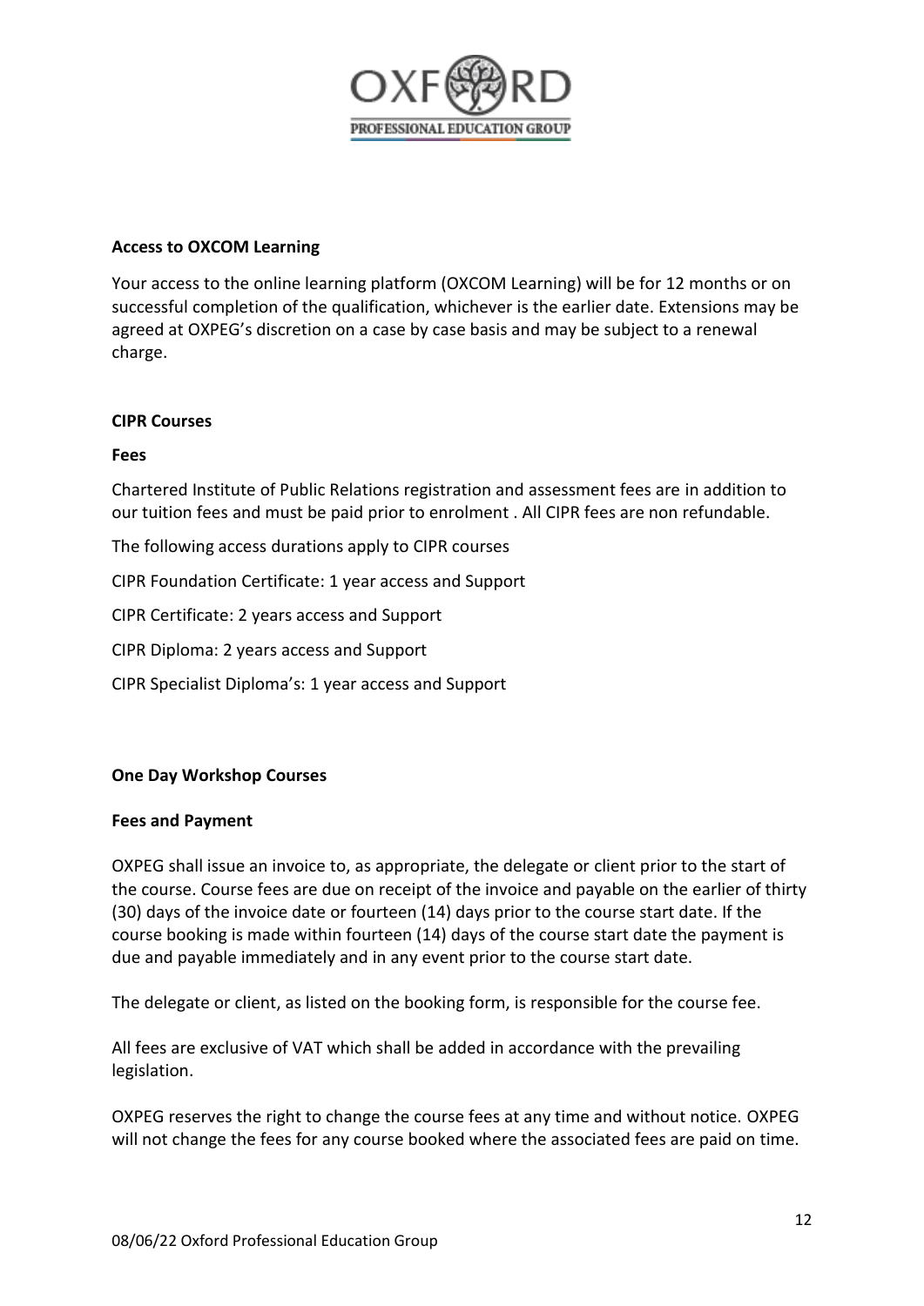**Access to OXCOM Learning**

Your access to the online learning platform (OXCOM Learning) will be for 12 months or on successful completion of the qualification, whichever is the earlier date. Extensions may be agreed at OXPEG's discretion on a case by case basis and may be subject to a renewal charge.

**CIPR Courses**

**Fees**

Chartered Institute of Public Relations registration and assessment fees are in addition to our tuition fees and must be paid prior to enrolment . All CIPR fees are non refundable.

The following access durations apply to CIPR courses

CIPR Foundation Certificate: 1 year access and Support

CIPR Certificate: 2 years access and Support

CIPR Diploma: 2 years access and Support

CIPR Specialist Diploma's: 1 year access and Support

**One Day Workshop Courses**

**Fees and Payment**

OXPEG shall issue an invoice to, as appropriate, the delegate or client prior to the start of the course. Course fees are due on receipt of the invoice and payable on the earlier of thirty (30) days of the invoice date or fourteen (14) days prior to the course start date. If the course booking is made within fourteen (14) days of the course start date the payment is due and payable immediately and in any event prior to the course start date.

The delegate or client, as listed on the booking form, is responsible for the course fee.

All fees are exclusive of VAT which shall be added in accordance with the prevailing legislation.

OXPEG reserves the right to change the course fees at any time and without notice. OXPEG will not change the fees for any course booked where the associated fees are paid on time.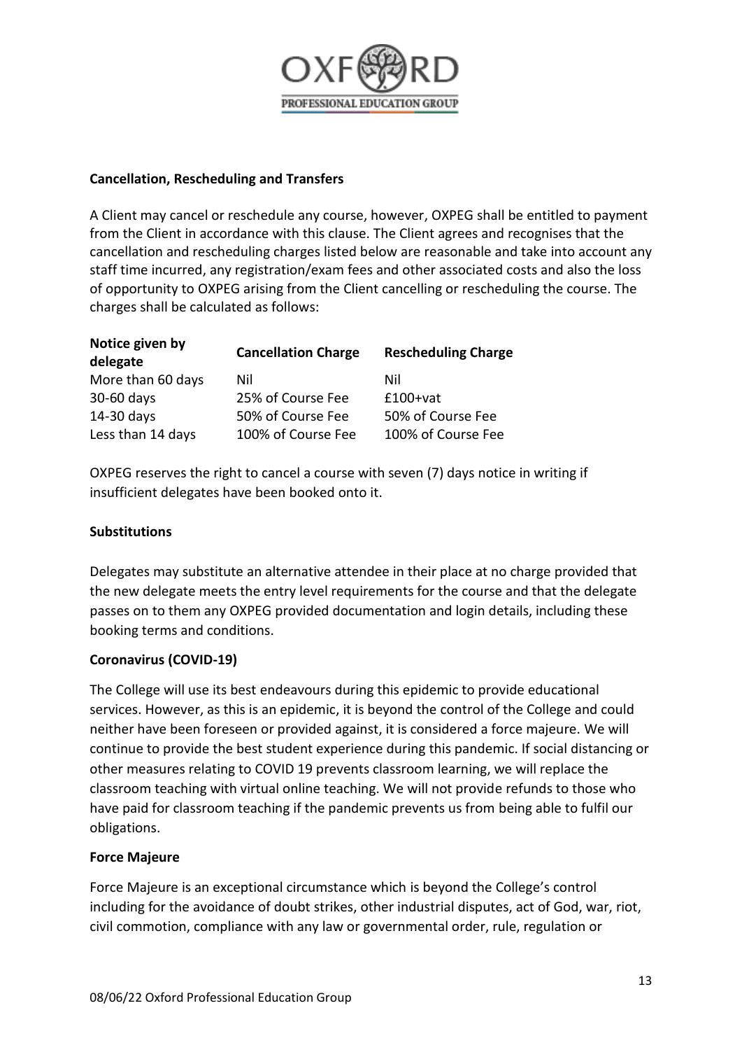**Cancellation, Rescheduling and Transfers**

A Client may cancel or reschedule any course, however, OXPEG shall be entitled to payment from the Client in accordance with this clause. The Client agrees and recognises that the cancellation and rescheduling charges listed below are reasonable and take into account any staff time incurred, any registration/exam fees and other associated costs and also the loss of opportunity to OXPEG arising from the Client cancelling or rescheduling the course. The charges shall be calculated as follows:

| Notice given by delegate | Cancellation Charge | Rescheduling Charge |
|---|---|---|
| More than 60 days | Nil | Nil |
| 30-60 days | 25% of Course Fee | £100+vat |
| 14-30 days | 50% of Course Fee | 50% of Course Fee |
| Less than 14 days | 100% of Course Fee | 100% of Course Fee |

OXPEG reserves the right to cancel a course with seven (7) days notice in writing if insufficient delegates have been booked onto it.

**Substitutions**

Delegates may substitute an alternative attendee in their place at no charge provided that the new delegate meets the entry level requirements for the course and that the delegate passes on to them any OXPEG provided documentation and login details, including these booking terms and conditions.

**Coronavirus (COVID-19)**

The College will use its best endeavours during this epidemic to provide educational services. However, as this is an epidemic, it is beyond the control of the College and could neither have been foreseen or provided against, it is considered a force majeure. We will continue to provide the best student experience during this pandemic. If social distancing or other measures relating to COVID 19 prevents classroom learning, we will replace the classroom teaching with virtual online teaching. We will not provide refunds to those who have paid for classroom teaching if the pandemic prevents us from being able to fulfil our obligations.

**Force Majeure**

Force Majeure is an exceptional circumstance which is beyond the College's control including for the avoidance of doubt strikes, other industrial disputes, act of God, war, riot, civil commotion, compliance with any law or governmental order, rule, regulation or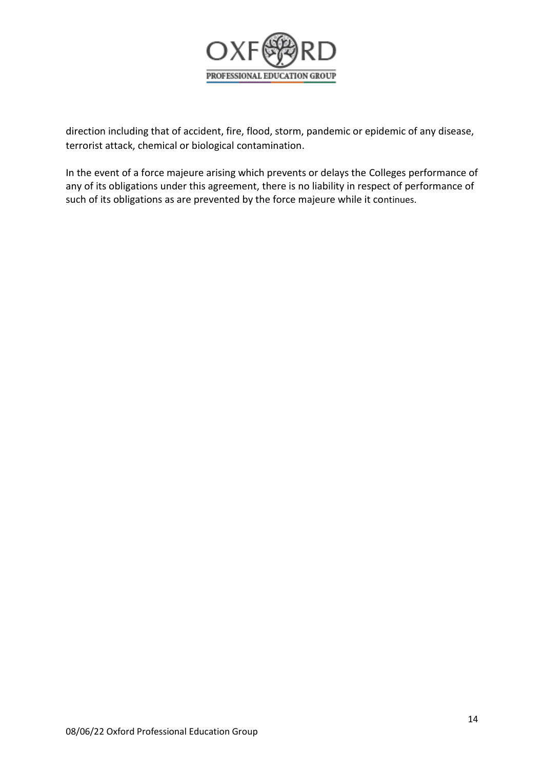direction including that of accident, fire, flood, storm, pandemic or epidemic of any disease, terrorist attack, chemical or biological contamination.

In the event of a force majeure arising which prevents or delays the Colleges performance of any of its obligations under this agreement, there is no liability in respect of performance of such of its obligations as are prevented by the force majeure while it continues.